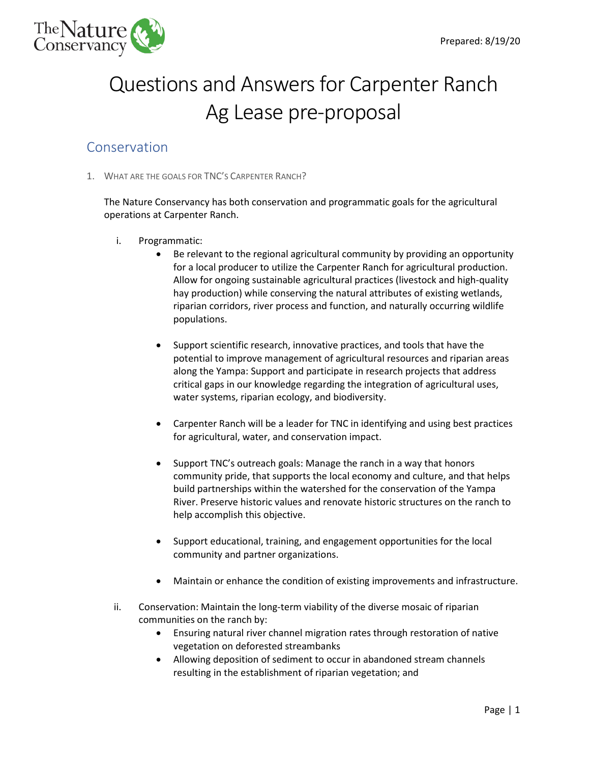Prepared: 8/19/20

# Questions and Answers for Carpenter Ranch Ag Lease pre-proposal

## Conservation

1. WHAT ARE THE GOALS FOR TNC'S CARPENTER RANCH?

   The Nature Conservancy has both conservation and programmatic goals for the agricultural operations at Carpenter Ranch.

   i. Programmatic:

      - Be relevant to the regional agricultural community by providing an opportunity for a local producer to utilize the Carpenter Ranch for agricultural production. Allow for ongoing sustainable agricultural practices (livestock and high-quality hay production) while conserving the natural attributes of existing wetlands, riparian corridors, river process and function, and naturally occurring wildlife populations.

      - Support scientific research, innovative practices, and tools that have the potential to improve management of agricultural resources and riparian areas along the Yampa: Support and participate in research projects that address critical gaps in our knowledge regarding the integration of agricultural uses, water systems, riparian ecology, and biodiversity.

      - Carpenter Ranch will be a leader for TNC in identifying and using best practices for agricultural, water, and conservation impact.

      - Support TNC's outreach goals: Manage the ranch in a way that honors community pride, that supports the local economy and culture, and that helps build partnerships within the watershed for the conservation of the Yampa River. Preserve historic values and renovate historic structures on the ranch to help accomplish this objective.

      - Support educational, training, and engagement opportunities for the local community and partner organizations.

      - Maintain or enhance the condition of existing improvements and infrastructure.

   ii. Conservation: Maintain the long-term viability of the diverse mosaic of riparian communities on the ranch by:

      - Ensuring natural river channel migration rates through restoration of native vegetation on deforested streambanks
      - Allowing deposition of sediment to occur in abandoned stream channels resulting in the establishment of riparian vegetation; and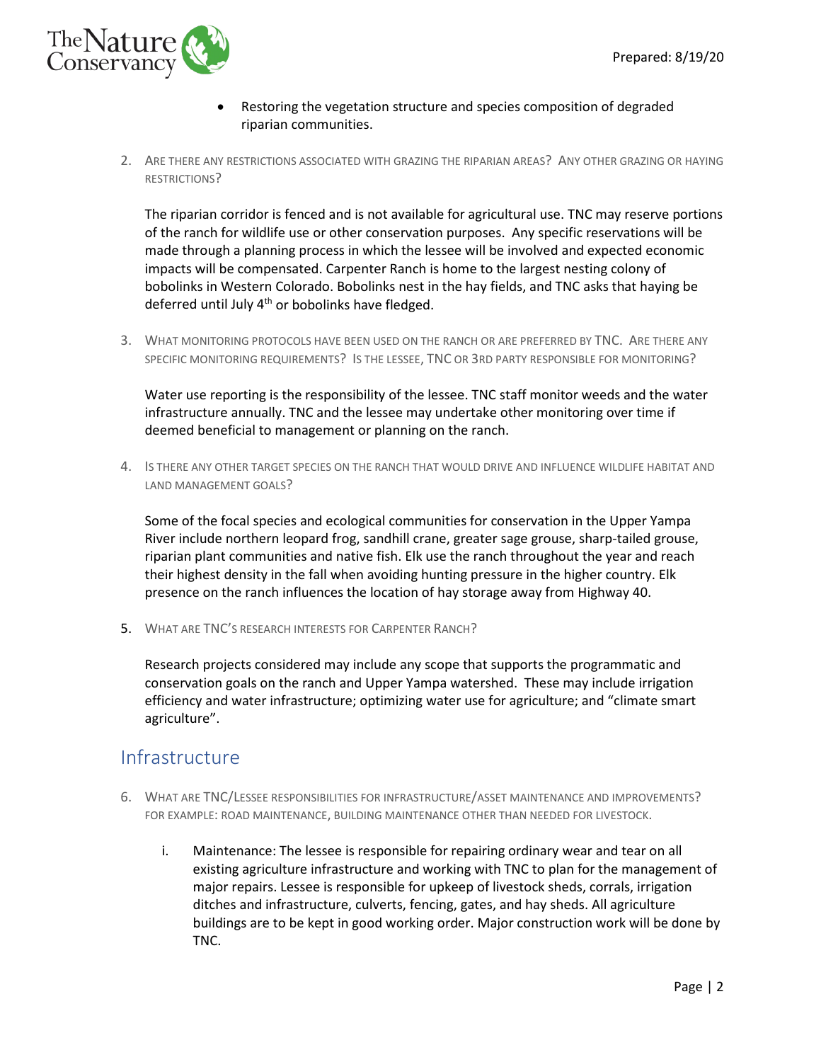- Restoring the vegetation structure and species composition of degraded riparian communities.

2. ARE THERE ANY RESTRICTIONS ASSOCIATED WITH GRAZING THE RIPARIAN AREAS? ANY OTHER GRAZING OR HAYING RESTRICTIONS?

   The riparian corridor is fenced and is not available for agricultural use. TNC may reserve portions of the ranch for wildlife use or other conservation purposes. Any specific reservations will be made through a planning process in which the lessee will be involved and expected economic impacts will be compensated. Carpenter Ranch is home to the largest nesting colony of bobolinks in Western Colorado. Bobolinks nest in the hay fields, and TNC asks that haying be deferred until July 4th or bobolinks have fledged.

3. WHAT MONITORING PROTOCOLS HAVE BEEN USED ON THE RANCH OR ARE PREFERRED BY TNC. ARE THERE ANY SPECIFIC MONITORING REQUIREMENTS? IS THE LESSEE, TNC OR 3RD PARTY RESPONSIBLE FOR MONITORING?

   Water use reporting is the responsibility of the lessee. TNC staff monitor weeds and the water infrastructure annually. TNC and the lessee may undertake other monitoring over time if deemed beneficial to management or planning on the ranch.

4. IS THERE ANY OTHER TARGET SPECIES ON THE RANCH THAT WOULD DRIVE AND INFLUENCE WILDLIFE HABITAT AND LAND MANAGEMENT GOALS?

   Some of the focal species and ecological communities for conservation in the Upper Yampa River include northern leopard frog, sandhill crane, greater sage grouse, sharp-tailed grouse, riparian plant communities and native fish. Elk use the ranch throughout the year and reach their highest density in the fall when avoiding hunting pressure in the higher country. Elk presence on the ranch influences the location of hay storage away from Highway 40.

5. WHAT ARE TNC'S RESEARCH INTERESTS FOR CARPENTER RANCH?

   Research projects considered may include any scope that supports the programmatic and conservation goals on the ranch and Upper Yampa watershed. These may include irrigation efficiency and water infrastructure; optimizing water use for agriculture; and "climate smart agriculture".

## Infrastructure

6. WHAT ARE TNC/LESSEE RESPONSIBILITIES FOR INFRASTRUCTURE/ASSET MAINTENANCE AND IMPROVEMENTS? FOR EXAMPLE: ROAD MAINTENANCE, BUILDING MAINTENANCE OTHER THAN NEEDED FOR LIVESTOCK.

   i. Maintenance: The lessee is responsible for repairing ordinary wear and tear on all existing agriculture infrastructure and working with TNC to plan for the management of major repairs. Lessee is responsible for upkeep of livestock sheds, corrals, irrigation ditches and infrastructure, culverts, fencing, gates, and hay sheds. All agriculture buildings are to be kept in good working order. Major construction work will be done by TNC.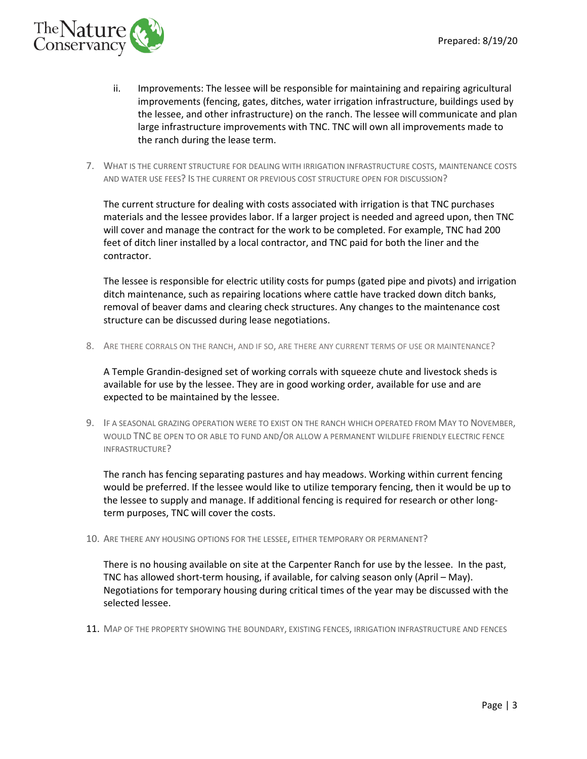ii. Improvements: The lessee will be responsible for maintaining and repairing agricultural improvements (fencing, gates, ditches, water irrigation infrastructure, buildings used by the lessee, and other infrastructure) on the ranch. The lessee will communicate and plan large infrastructure improvements with TNC. TNC will own all improvements made to the ranch during the lease term.

7. WHAT IS THE CURRENT STRUCTURE FOR DEALING WITH IRRIGATION INFRASTRUCTURE COSTS, MAINTENANCE COSTS AND WATER USE FEES? IS THE CURRENT OR PREVIOUS COST STRUCTURE OPEN FOR DISCUSSION?

   The current structure for dealing with costs associated with irrigation is that TNC purchases materials and the lessee provides labor. If a larger project is needed and agreed upon, then TNC will cover and manage the contract for the work to be completed. For example, TNC had 200 feet of ditch liner installed by a local contractor, and TNC paid for both the liner and the contractor.

   The lessee is responsible for electric utility costs for pumps (gated pipe and pivots) and irrigation ditch maintenance, such as repairing locations where cattle have tracked down ditch banks, removal of beaver dams and clearing check structures. Any changes to the maintenance cost structure can be discussed during lease negotiations.

8. ARE THERE CORRALS ON THE RANCH, AND IF SO, ARE THERE ANY CURRENT TERMS OF USE OR MAINTENANCE?

   A Temple Grandin-designed set of working corrals with squeeze chute and livestock sheds is available for use by the lessee. They are in good working order, available for use and are expected to be maintained by the lessee.

9. IF A SEASONAL GRAZING OPERATION WERE TO EXIST ON THE RANCH WHICH OPERATED FROM MAY TO NOVEMBER, WOULD TNC BE OPEN TO OR ABLE TO FUND AND/OR ALLOW A PERMANENT WILDLIFE FRIENDLY ELECTRIC FENCE INFRASTRUCTURE?

   The ranch has fencing separating pastures and hay meadows. Working within current fencing would be preferred. If the lessee would like to utilize temporary fencing, then it would be up to the lessee to supply and manage. If additional fencing is required for research or other long-term purposes, TNC will cover the costs.

10. ARE THERE ANY HOUSING OPTIONS FOR THE LESSEE, EITHER TEMPORARY OR PERMANENT?

    There is no housing available on site at the Carpenter Ranch for use by the lessee. In the past, TNC has allowed short-term housing, if available, for calving season only (April – May). Negotiations for temporary housing during critical times of the year may be discussed with the selected lessee.

11. MAP OF THE PROPERTY SHOWING THE BOUNDARY, EXISTING FENCES, IRRIGATION INFRASTRUCTURE AND FENCES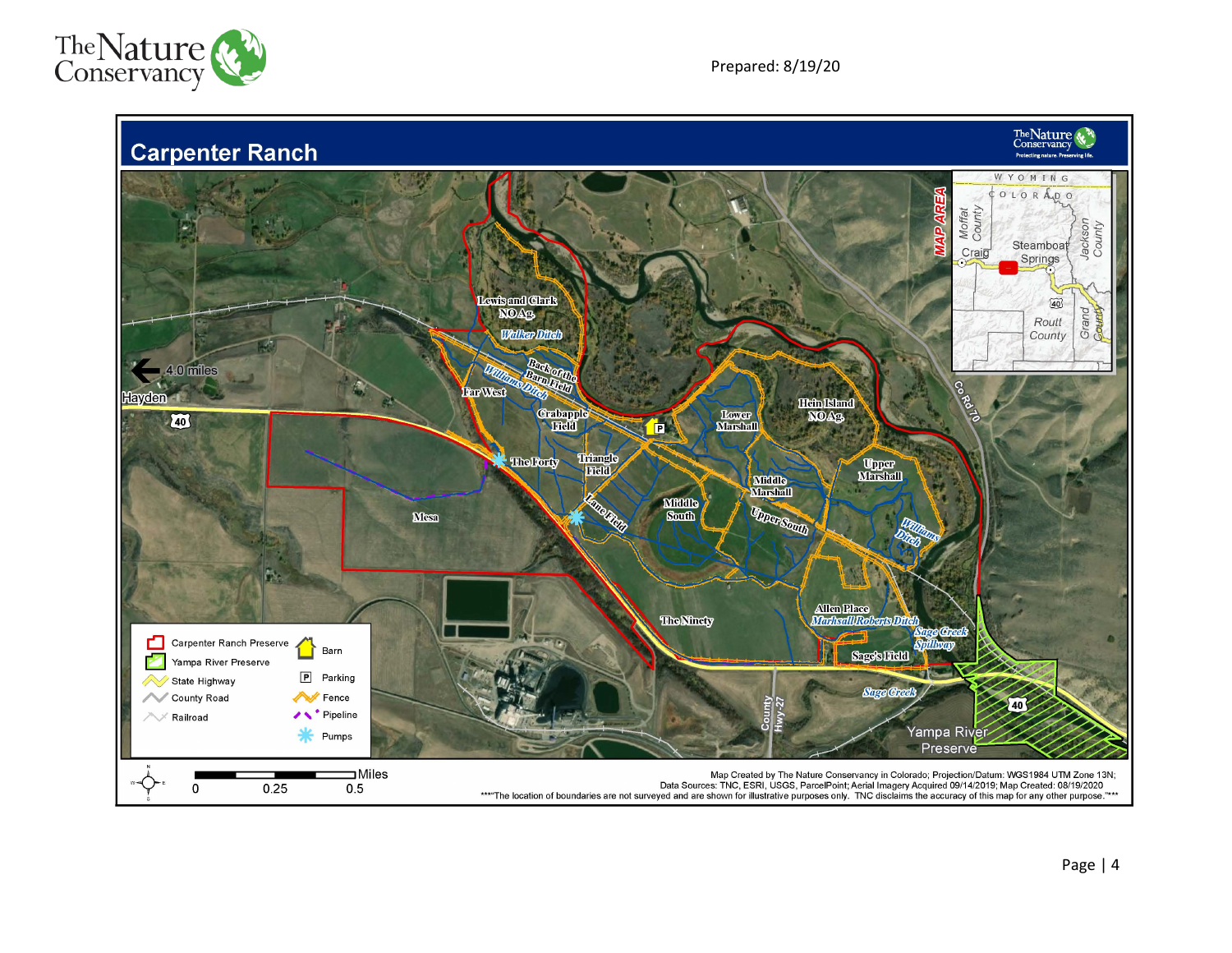Prepared: 8/19/20

# Carpenter Ranch

Lewis and Clark NO Ag.

Walker Ditch

Back of the Barn Field

Williams Ditch

Far West

Crabapple Field

Lower Marshall

Hein Island NO Ag.

The Forty

Triangle Field

Middle Marshall

Upper Marshall

Mesa

Lane Field

Middle South

Upper South

Williams Ditch

The Ninety

Allen Place

Marshall Roberts Ditch

Sage Creek Spillway

Sage's Field

Sage Creek

4.0 miles

Hayden

40

Co Rd 70

County Hwy-27

Yampa River Preserve

MAP AREA

WYOMING

COLORADO

Moffat County

Craig

Steamboat Springs

Jackson County

Routt County

Grand County

**Legend**

- Carpenter Ranch Preserve
- Yampa River Preserve
- State Highway
- County Road
- Railroad
- Barn
- Parking
- Fence
- Pipeline
- Pumps

0 — 0.25 — 0.5 Miles

Map Created by The Nature Conservancy in Colorado; Projection/Datum: WGS1984 UTM Zone 13N;
Data Sources: TNC, ESRI, USGS, ParcelPoint; Aerial Imagery Acquired 09/14/2019; Map Created: 08/19/2020

***"The location of boundaries are not surveyed and are shown for illustrative purposes only. TNC disclaims the accuracy of this map for any other purpose."***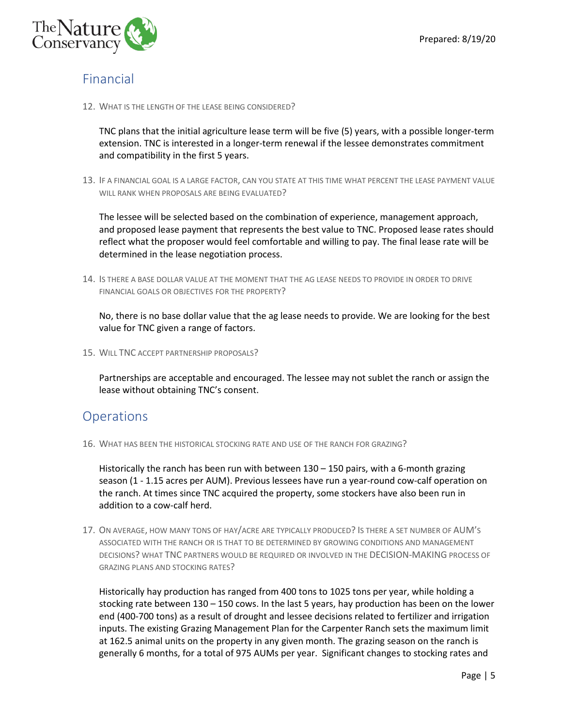## Financial

12. WHAT IS THE LENGTH OF THE LEASE BEING CONSIDERED?

    TNC plans that the initial agriculture lease term will be five (5) years, with a possible longer-term extension. TNC is interested in a longer-term renewal if the lessee demonstrates commitment and compatibility in the first 5 years.

13. IF A FINANCIAL GOAL IS A LARGE FACTOR, CAN YOU STATE AT THIS TIME WHAT PERCENT THE LEASE PAYMENT VALUE WILL RANK WHEN PROPOSALS ARE BEING EVALUATED?

    The lessee will be selected based on the combination of experience, management approach, and proposed lease payment that represents the best value to TNC. Proposed lease rates should reflect what the proposer would feel comfortable and willing to pay. The final lease rate will be determined in the lease negotiation process.

14. IS THERE A BASE DOLLAR VALUE AT THE MOMENT THAT THE AG LEASE NEEDS TO PROVIDE IN ORDER TO DRIVE FINANCIAL GOALS OR OBJECTIVES FOR THE PROPERTY?

    No, there is no base dollar value that the ag lease needs to provide. We are looking for the best value for TNC given a range of factors.

15. WILL TNC ACCEPT PARTNERSHIP PROPOSALS?

    Partnerships are acceptable and encouraged. The lessee may not sublet the ranch or assign the lease without obtaining TNC's consent.

## Operations

16. WHAT HAS BEEN THE HISTORICAL STOCKING RATE AND USE OF THE RANCH FOR GRAZING?

    Historically the ranch has been run with between 130 – 150 pairs, with a 6-month grazing season (1 - 1.15 acres per AUM). Previous lessees have run a year-round cow-calf operation on the ranch. At times since TNC acquired the property, some stockers have also been run in addition to a cow-calf herd.

17. ON AVERAGE, HOW MANY TONS OF HAY/ACRE ARE TYPICALLY PRODUCED? IS THERE A SET NUMBER OF AUM'S ASSOCIATED WITH THE RANCH OR IS THAT TO BE DETERMINED BY GROWING CONDITIONS AND MANAGEMENT DECISIONS? WHAT TNC PARTNERS WOULD BE REQUIRED OR INVOLVED IN THE DECISION-MAKING PROCESS OF GRAZING PLANS AND STOCKING RATES?

    Historically hay production has ranged from 400 tons to 1025 tons per year, while holding a stocking rate between 130 – 150 cows. In the last 5 years, hay production has been on the lower end (400-700 tons) as a result of drought and lessee decisions related to fertilizer and irrigation inputs. The existing Grazing Management Plan for the Carpenter Ranch sets the maximum limit at 162.5 animal units on the property in any given month. The grazing season on the ranch is generally 6 months, for a total of 975 AUMs per year. Significant changes to stocking rates and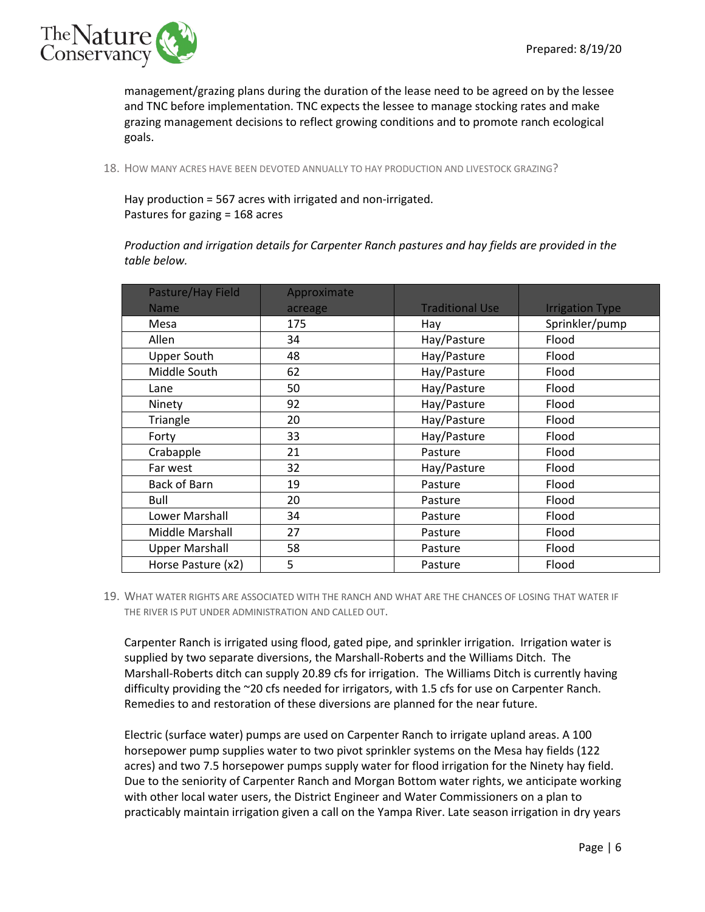management/grazing plans during the duration of the lease need to be agreed on by the lessee and TNC before implementation. TNC expects the lessee to manage stocking rates and make grazing management decisions to reflect growing conditions and to promote ranch ecological goals.

18. HOW MANY ACRES HAVE BEEN DEVOTED ANNUALLY TO HAY PRODUCTION AND LIVESTOCK GRAZING?

Hay production = 567 acres with irrigated and non-irrigated.
Pastures for gazing = 168 acres

*Production and irrigation details for Carpenter Ranch pastures and hay fields are provided in the table below.*

| Pasture/Hay Field Name | Approximate acreage | Traditional Use | Irrigation Type |
|---|---|---|---|
| Mesa | 175 | Hay | Sprinkler/pump |
| Allen | 34 | Hay/Pasture | Flood |
| Upper South | 48 | Hay/Pasture | Flood |
| Middle South | 62 | Hay/Pasture | Flood |
| Lane | 50 | Hay/Pasture | Flood |
| Ninety | 92 | Hay/Pasture | Flood |
| Triangle | 20 | Hay/Pasture | Flood |
| Forty | 33 | Hay/Pasture | Flood |
| Crabapple | 21 | Pasture | Flood |
| Far west | 32 | Hay/Pasture | Flood |
| Back of Barn | 19 | Pasture | Flood |
| Bull | 20 | Pasture | Flood |
| Lower Marshall | 34 | Pasture | Flood |
| Middle Marshall | 27 | Pasture | Flood |
| Upper Marshall | 58 | Pasture | Flood |
| Horse Pasture (x2) | 5 | Pasture | Flood |

19. WHAT WATER RIGHTS ARE ASSOCIATED WITH THE RANCH AND WHAT ARE THE CHANCES OF LOSING THAT WATER IF THE RIVER IS PUT UNDER ADMINISTRATION AND CALLED OUT.

Carpenter Ranch is irrigated using flood, gated pipe, and sprinkler irrigation. Irrigation water is supplied by two separate diversions, the Marshall-Roberts and the Williams Ditch. The Marshall-Roberts ditch can supply 20.89 cfs for irrigation. The Williams Ditch is currently having difficulty providing the ~20 cfs needed for irrigators, with 1.5 cfs for use on Carpenter Ranch. Remedies to and restoration of these diversions are planned for the near future.

Electric (surface water) pumps are used on Carpenter Ranch to irrigate upland areas. A 100 horsepower pump supplies water to two pivot sprinkler systems on the Mesa hay fields (122 acres) and two 7.5 horsepower pumps supply water for flood irrigation for the Ninety hay field. Due to the seniority of Carpenter Ranch and Morgan Bottom water rights, we anticipate working with other local water users, the District Engineer and Water Commissioners on a plan to practicably maintain irrigation given a call on the Yampa River. Late season irrigation in dry years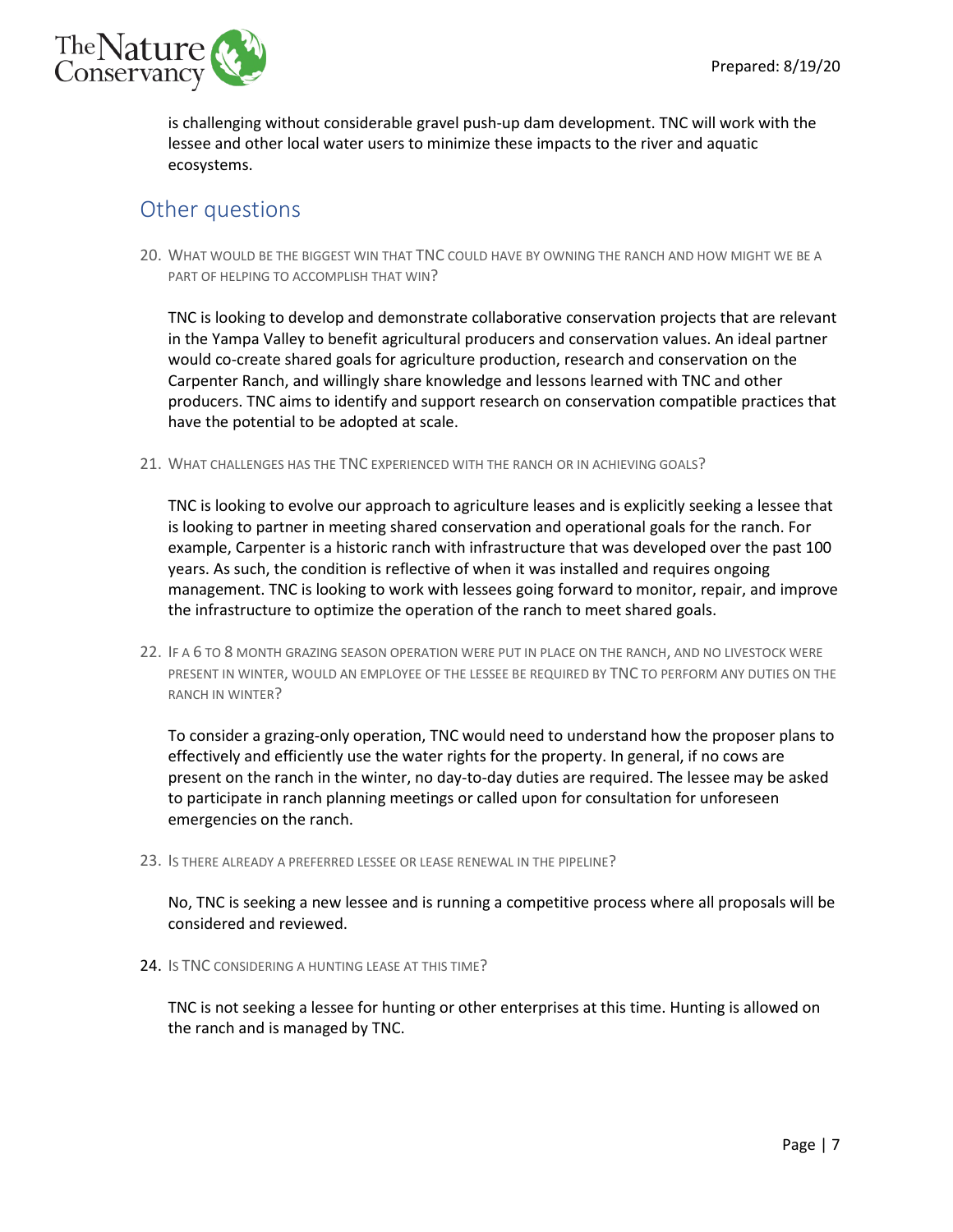is challenging without considerable gravel push-up dam development. TNC will work with the lessee and other local water users to minimize these impacts to the river and aquatic ecosystems.

## Other questions

20. WHAT WOULD BE THE BIGGEST WIN THAT TNC COULD HAVE BY OWNING THE RANCH AND HOW MIGHT WE BE A PART OF HELPING TO ACCOMPLISH THAT WIN?

    TNC is looking to develop and demonstrate collaborative conservation projects that are relevant in the Yampa Valley to benefit agricultural producers and conservation values. An ideal partner would co-create shared goals for agriculture production, research and conservation on the Carpenter Ranch, and willingly share knowledge and lessons learned with TNC and other producers. TNC aims to identify and support research on conservation compatible practices that have the potential to be adopted at scale.

21. WHAT CHALLENGES HAS THE TNC EXPERIENCED WITH THE RANCH OR IN ACHIEVING GOALS?

    TNC is looking to evolve our approach to agriculture leases and is explicitly seeking a lessee that is looking to partner in meeting shared conservation and operational goals for the ranch. For example, Carpenter is a historic ranch with infrastructure that was developed over the past 100 years. As such, the condition is reflective of when it was installed and requires ongoing management. TNC is looking to work with lessees going forward to monitor, repair, and improve the infrastructure to optimize the operation of the ranch to meet shared goals.

22. IF A 6 TO 8 MONTH GRAZING SEASON OPERATION WERE PUT IN PLACE ON THE RANCH, AND NO LIVESTOCK WERE PRESENT IN WINTER, WOULD AN EMPLOYEE OF THE LESSEE BE REQUIRED BY TNC TO PERFORM ANY DUTIES ON THE RANCH IN WINTER?

    To consider a grazing-only operation, TNC would need to understand how the proposer plans to effectively and efficiently use the water rights for the property. In general, if no cows are present on the ranch in the winter, no day-to-day duties are required. The lessee may be asked to participate in ranch planning meetings or called upon for consultation for unforeseen emergencies on the ranch.

23. IS THERE ALREADY A PREFERRED LESSEE OR LEASE RENEWAL IN THE PIPELINE?

    No, TNC is seeking a new lessee and is running a competitive process where all proposals will be considered and reviewed.

24. IS TNC CONSIDERING A HUNTING LEASE AT THIS TIME?

    TNC is not seeking a lessee for hunting or other enterprises at this time. Hunting is allowed on the ranch and is managed by TNC.